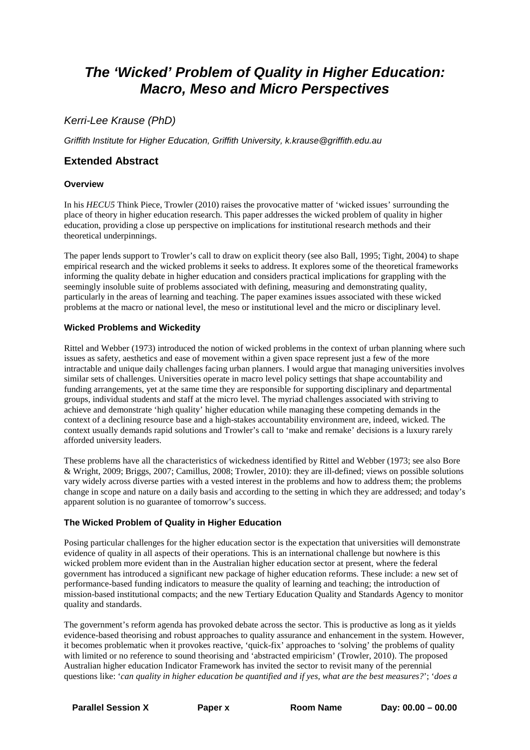# *The 'Wicked' Problem of Quality in Higher Education: Macro, Meso and Micro Perspectives*

*Kerri-Lee Krause (PhD)*

*Griffith Institute for Higher Education, Griffith University, k.krause@griffith.edu.au*

## Extended Abstract

### Overview

In his *HECU5* Think Piece, Trowler (2010) raises the provocative matter of 'wicked issues' surrounding the place of theory in higher education research. This paper addresses the wicked problem of quality in higher education, providing a close up perspective on implications for institutional research methods and their theoretical underpinnings.

The paper lends support to Trowler's call to draw on explicit theory (see also Ball, 1995; Tight, 2004) to shape empirical research and the wicked problems it seeks to address. It explores some of the theoretical frameworks informing the quality debate in higher education and considers practical implications for grappling with the seemingly insoluble suite of problems associated with defining, measuring and demonstrating quality, particularly in the areas of learning and teaching. The paper examines issues associated with these wicked problems at the macro or national level, the meso or institutional level and the micro or disciplinary level.

### Wicked Problems and Wickedity

Rittel and Webber (1973) introduced the notion of wicked problems in the context of urban planning where such issues as safety, aesthetics and ease of movement within a given space represent just a few of the more intractable and unique daily challenges facing urban planners. I would argue that managing universities involves similar sets of challenges. Universities operate in macro level policy settings that shape accountability and funding arrangements, yet at the same time they are responsible for supporting disciplinary and departmental groups, individual students and staff at the micro level. The myriad challenges associated with striving to achieve and demonstrate 'high quality' higher education while managing these competing demands in the context of a declining resource base and a high-stakes accountability environment are, indeed, wicked. The context usually demands rapid solutions and Trowler's call to 'make and remake' decisions is a luxury rarely afforded university leaders.

These problems have all the characteristics of wickedness identified by Rittel and Webber (1973; see also Bore & Wright, 2009; Briggs, 2007; Camillus, 2008; Trowler, 2010): they are ill-defined; views on possible solutions vary widely across diverse parties with a vested interest in the problems and how to address them; the problems change in scope and nature on a daily basis and according to the setting in which they are addressed; and today's apparent solution is no guarantee of tomorrow's success.

### The Wicked Problem of Quality in Higher Education

Posing particular challenges for the higher education sector is the expectation that universities will demonstrate evidence of quality in all aspects of their operations. This is an international challenge but nowhere is this wicked problem more evident than in the Australian higher education sector at present, where the federal government has introduced a significant new package of higher education reforms. These include: a new set of performance-based funding indicators to measure the quality of learning and teaching; the introduction of mission-based institutional compacts; and the new Tertiary Education Quality and Standards Agency to monitor quality and standards.

The government's reform agenda has provoked debate across the sector. This is productive as long as it yields evidence-based theorising and robust approaches to quality assurance and enhancement in the system. However, it becomes problematic when it provokes reactive, 'quick-fix' approaches to 'solving' the problems of quality with limited or no reference to sound theorising and 'abstracted empiricism' (Trowler, 2010). The proposed Australian higher education Indicator Framework has invited the sector to revisit many of the perennial questions like: '*can quality in higher education be quantified and if yes, what are the best measures?*'; '*does a*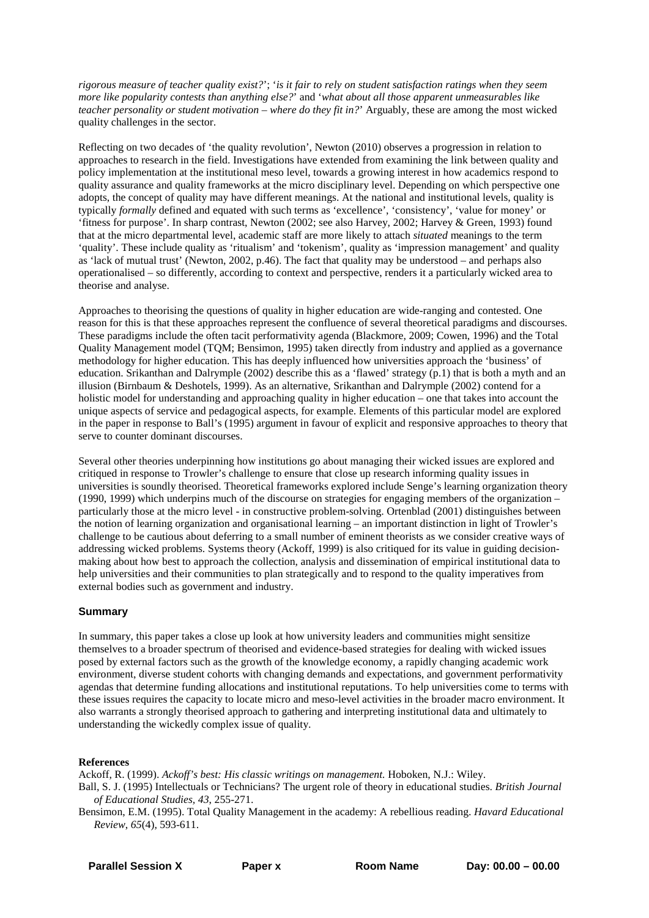*rigorous measure of teacher quality exist?*'; '*is it fair to rely on student satisfaction ratings when they seem more like popularity contests than anything else?*' and '*what about all those apparent unmeasurables like teacher personality or student motivation – where do they fit in?*' Arguably, these are among the most wicked quality challenges in the sector.

Reflecting on two decades of 'the quality revolution', Newton (2010) observes a progression in relation to approaches to research in the field. Investigations have extended from examining the link between quality and policy implementation at the institutional meso level, towards a growing interest in how academics respond to quality assurance and quality frameworks at the micro disciplinary level. Depending on which perspective one adopts, the concept of quality may have different meanings. At the national and institutional levels, quality is typically *formally* defined and equated with such terms as 'excellence', 'consistency', 'value for money' or 'fitness for purpose'. In sharp contrast, Newton (2002; see also Harvey, 2002; Harvey & Green, 1993) found that at the micro departmental level, academic staff are more likely to attach *situated* meanings to the term 'quality'. These include quality as 'ritualism' and 'tokenism', quality as 'impression management' and quality as 'lack of mutual trust' (Newton, 2002, p.46). The fact that quality may be understood – and perhaps also operationalised – so differently, according to context and perspective, renders it a particularly wicked area to theorise and analyse.

Approaches to theorising the questions of quality in higher education are wide-ranging and contested. One reason for this is that these approaches represent the confluence of several theoretical paradigms and discourses. These paradigms include the often tacit performativity agenda (Blackmore, 2009; Cowen, 1996) and the Total Quality Management model (TQM; Bensimon, 1995) taken directly from industry and applied as a governance methodology for higher education. This has deeply influenced how universities approach the 'business' of education. Srikanthan and Dalrymple (2002) describe this as a 'flawed' strategy (p.1) that is both a myth and an illusion (Birnbaum & Deshotels, 1999). As an alternative, Srikanthan and Dalrymple (2002) contend for a holistic model for understanding and approaching quality in higher education – one that takes into account the unique aspects of service and pedagogical aspects, for example. Elements of this particular model are explored in the paper in response to Ball's (1995) argument in favour of explicit and responsive approaches to theory that serve to counter dominant discourses.

Several other theories underpinning how institutions go about managing their wicked issues are explored and critiqued in response to Trowler's challenge to ensure that close up research informing quality issues in universities is soundly theorised. Theoretical frameworks explored include Senge's learning organization theory (1990, 1999) which underpins much of the discourse on strategies for engaging members of the organization – particularly those at the micro level - in constructive problem-solving. Ortenblad (2001) distinguishes between the notion of learning organization and organisational learning – an important distinction in light of Trowler's challenge to be cautious about deferring to a small number of eminent theorists as we consider creative ways of addressing wicked problems. Systems theory (Ackoff, 1999) is also critiqued for its value in guiding decision-making about how best to approach the collection, analysis and dissemination of empirical institutional data to help universities and their communities to plan strategically and to respond to the quality imperatives from external bodies such as government and industry.

## Summary

In summary, this paper takes a close up look at how university leaders and communities might sensitize themselves to a broader spectrum of theorised and evidence-based strategies for dealing with wicked issues posed by external factors such as the growth of the knowledge economy, a rapidly changing academic work environment, diverse student cohorts with changing demands and expectations, and government performativity agendas that determine funding allocations and institutional reputations. To help universities come to terms with these issues requires the capacity to locate micro and meso-level activities in the broader macro environment. It also warrants a strongly theorised approach to gathering and interpreting institutional data and ultimately to understanding the wickedly complex issue of quality.

**References**

Ackoff, R. (1999). *Ackoff's best: His classic writings on management.* Hoboken, N.J.: Wiley.

Ball, S. J. (1995) Intellectuals or Technicians? The urgent role of theory in educational studies. *British Journal of Educational Studies, 43*, 255-271.

Bensimon, E.M. (1995). Total Quality Management in the academy: A rebellious reading. *Havard Educational Review, 65*(4), 593-611.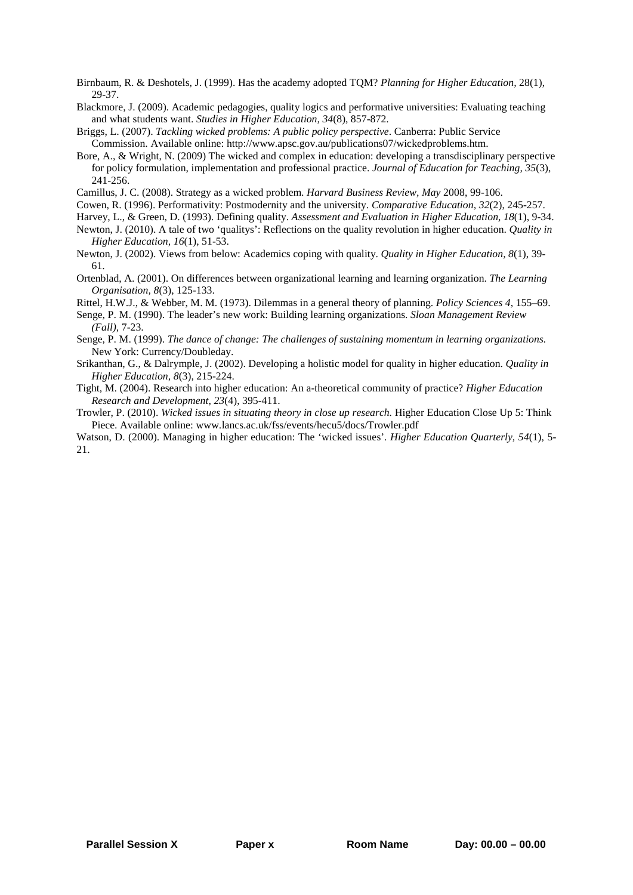Birnbaum, R. & Deshotels, J. (1999). Has the academy adopted TQM? *Planning for Higher Education,* 28(1), 29-37.

Blackmore, J. (2009). Academic pedagogies, quality logics and performative universities: Evaluating teaching and what students want. *Studies in Higher Education, 34*(8), 857-872.

Briggs, L. (2007). *Tackling wicked problems: A public policy perspective*. Canberra: Public Service Commission. Available online: http://www.apsc.gov.au/publications07/wickedproblems.htm.

Bore, A., & Wright, N. (2009) The wicked and complex in education: developing a transdisciplinary perspective for policy formulation, implementation and professional practice. *Journal of Education for Teaching, 35*(3), 241-256.

Camillus, J. C. (2008). Strategy as a wicked problem. *Harvard Business Review, May* 2008, 99-106.

Cowen, R. (1996). Performativity: Postmodernity and the university. *Comparative Education, 32*(2), 245-257.

Harvey, L., & Green, D. (1993). Defining quality. *Assessment and Evaluation in Higher Education, 18*(1), 9-34.

Newton, J. (2010). A tale of two 'qualitys': Reflections on the quality revolution in higher education. *Quality in Higher Education, 16*(1), 51-53.

Newton, J. (2002). Views from below: Academics coping with quality. *Quality in Higher Education, 8*(1), 39-61.

Ortenblad, A. (2001). On differences between organizational learning and learning organization. *The Learning Organisation, 8*(3), 125-133.

Rittel, H.W.J., & Webber, M. M. (1973). Dilemmas in a general theory of planning. *Policy Sciences 4*, 155–69.

Senge, P. M. (1990). The leader's new work: Building learning organizations. *Sloan Management Review (Fall),* 7-23.

Senge, P. M. (1999). *The dance of change: The challenges of sustaining momentum in learning organizations.* New York: Currency/Doubleday.

Srikanthan, G., & Dalrymple, J. (2002). Developing a holistic model for quality in higher education. *Quality in Higher Education, 8*(3), 215-224.

Tight, M. (2004). Research into higher education: An a-theoretical community of practice? *Higher Education Research and Development, 23*(4), 395-411.

Trowler, P. (2010). *Wicked issues in situating theory in close up research.* Higher Education Close Up 5: Think Piece. Available online: www.lancs.ac.uk/fss/events/hecu5/docs/Trowler.pdf

Watson, D. (2000). Managing in higher education: The 'wicked issues'. *Higher Education Quarterly, 54*(1), 5-21.